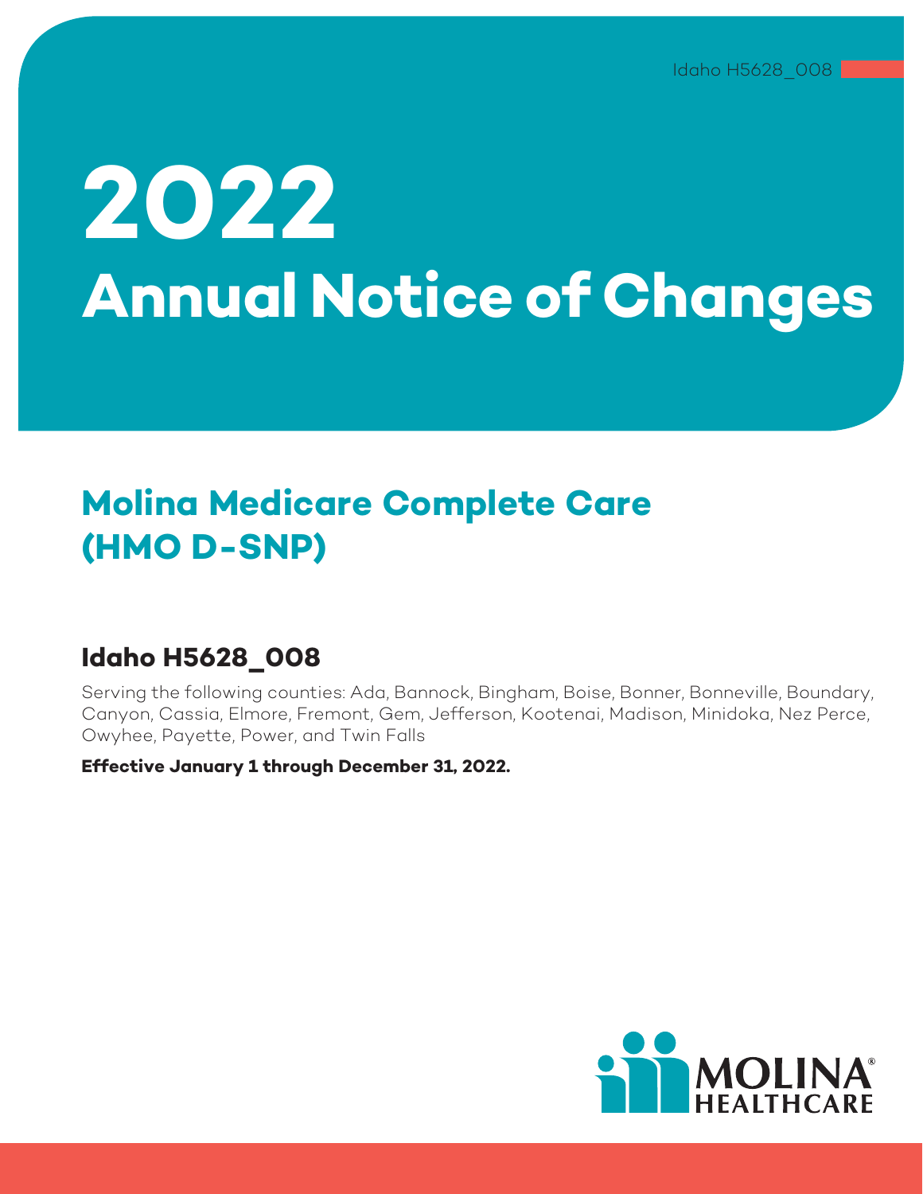Idaho H5628_008

# 2022 Annual Notice of Changes

## Molina Medicare Complete Care (HMO D-SNP)

### Idaho H5628_008

Serving the following counties: Ada, Bannock, Bingham, Boise, Bonner, Bonneville, Boundary, Canyon, Cassia, Elmore, Fremont, Gem, Jefferson, Kootenai, Madison, Minidoka, Nez Perce, Owyhee, Payette, Power, and Twin Falls

**Effective January 1 through December 31, 2022.**

MOLINA HEALTHCARE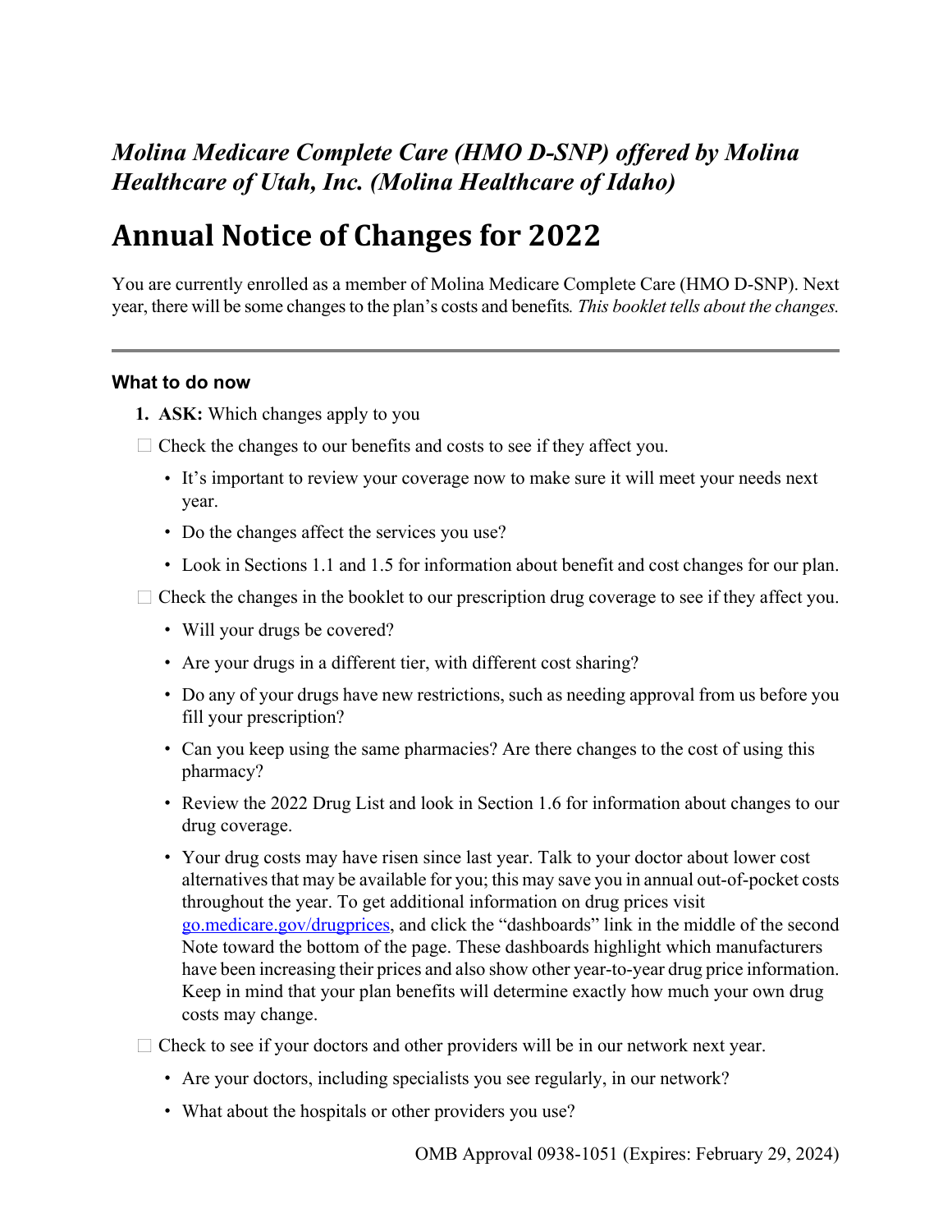*Molina Medicare Complete Care (HMO D-SNP) offered by Molina Healthcare of Utah, Inc. (Molina Healthcare of Idaho)*

# Annual Notice of Changes for 2022

You are currently enrolled as a member of Molina Medicare Complete Care (HMO D-SNP). Next year, there will be some changes to the plan's costs and benefits*. This booklet tells about the changes.*

---

### What to do now

1. **ASK:** Which changes apply to you

☐ Check the changes to our benefits and costs to see if they affect you.

- It's important to review your coverage now to make sure it will meet your needs next year.
- Do the changes affect the services you use?
- Look in Sections 1.1 and 1.5 for information about benefit and cost changes for our plan.

☐ Check the changes in the booklet to our prescription drug coverage to see if they affect you.

- Will your drugs be covered?
- Are your drugs in a different tier, with different cost sharing?
- Do any of your drugs have new restrictions, such as needing approval from us before you fill your prescription?
- Can you keep using the same pharmacies? Are there changes to the cost of using this pharmacy?
- Review the 2022 Drug List and look in Section 1.6 for information about changes to our drug coverage.
- Your drug costs may have risen since last year. Talk to your doctor about lower cost alternatives that may be available for you; this may save you in annual out-of-pocket costs throughout the year. To get additional information on drug prices visit go.medicare.gov/drugprices, and click the "dashboards" link in the middle of the second Note toward the bottom of the page. These dashboards highlight which manufacturers have been increasing their prices and also show other year-to-year drug price information. Keep in mind that your plan benefits will determine exactly how much your own drug costs may change.

☐ Check to see if your doctors and other providers will be in our network next year.

- Are your doctors, including specialists you see regularly, in our network?
- What about the hospitals or other providers you use?

OMB Approval 0938-1051 (Expires: February 29, 2024)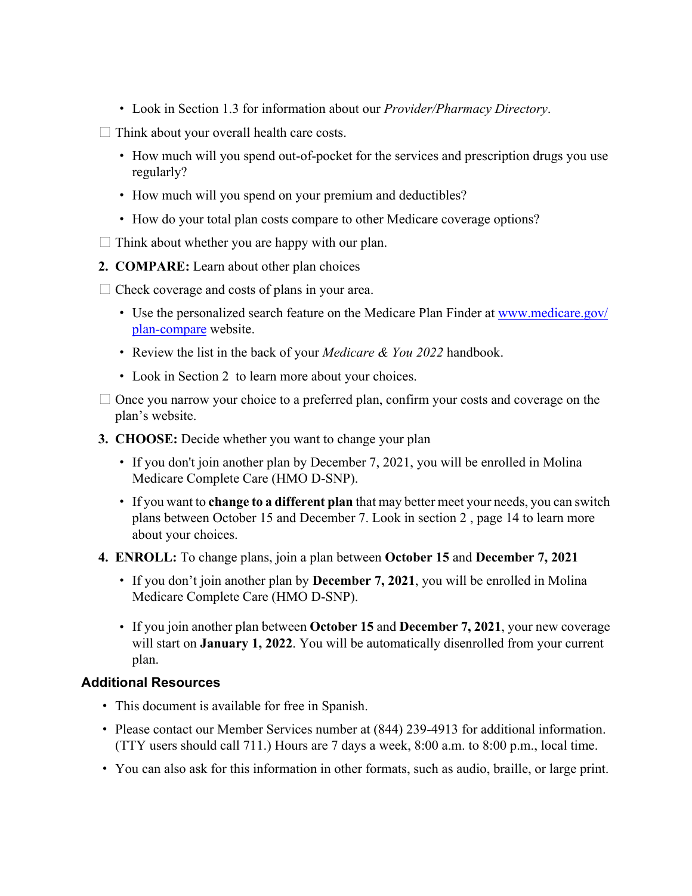- Look in Section 1.3 for information about our *Provider/Pharmacy Directory*.

- ☐ Think about your overall health care costs.
  - How much will you spend out-of-pocket for the services and prescription drugs you use regularly?
  - How much will you spend on your premium and deductibles?
  - How do your total plan costs compare to other Medicare coverage options?
- ☐ Think about whether you are happy with our plan.

2. **COMPARE:** Learn about other plan choices

- ☐ Check coverage and costs of plans in your area.
  - Use the personalized search feature on the Medicare Plan Finder at [www.medicare.gov/plan-compare](www.medicare.gov/plan-compare) website.
  - Review the list in the back of your *Medicare & You 2022* handbook.
  - Look in Section 2 to learn more about your choices.
- ☐ Once you narrow your choice to a preferred plan, confirm your costs and coverage on the plan's website.

3. **CHOOSE:** Decide whether you want to change your plan
   - If you don't join another plan by December 7, 2021, you will be enrolled in Molina Medicare Complete Care (HMO D-SNP).
   - If you want to **change to a different plan** that may better meet your needs, you can switch plans between October 15 and December 7. Look in section 2 , page 14 to learn more about your choices.
4. **ENROLL:** To change plans, join a plan between **October 15** and **December 7, 2021**
   - If you don't join another plan by **December 7, 2021**, you will be enrolled in Molina Medicare Complete Care (HMO D-SNP).
   - If you join another plan between **October 15** and **December 7, 2021**, your new coverage will start on **January 1, 2022**. You will be automatically disenrolled from your current plan.

### Additional Resources

- This document is available for free in Spanish.
- Please contact our Member Services number at (844) 239-4913 for additional information. (TTY users should call 711.) Hours are 7 days a week, 8:00 a.m. to 8:00 p.m., local time.
- You can also ask for this information in other formats, such as audio, braille, or large print.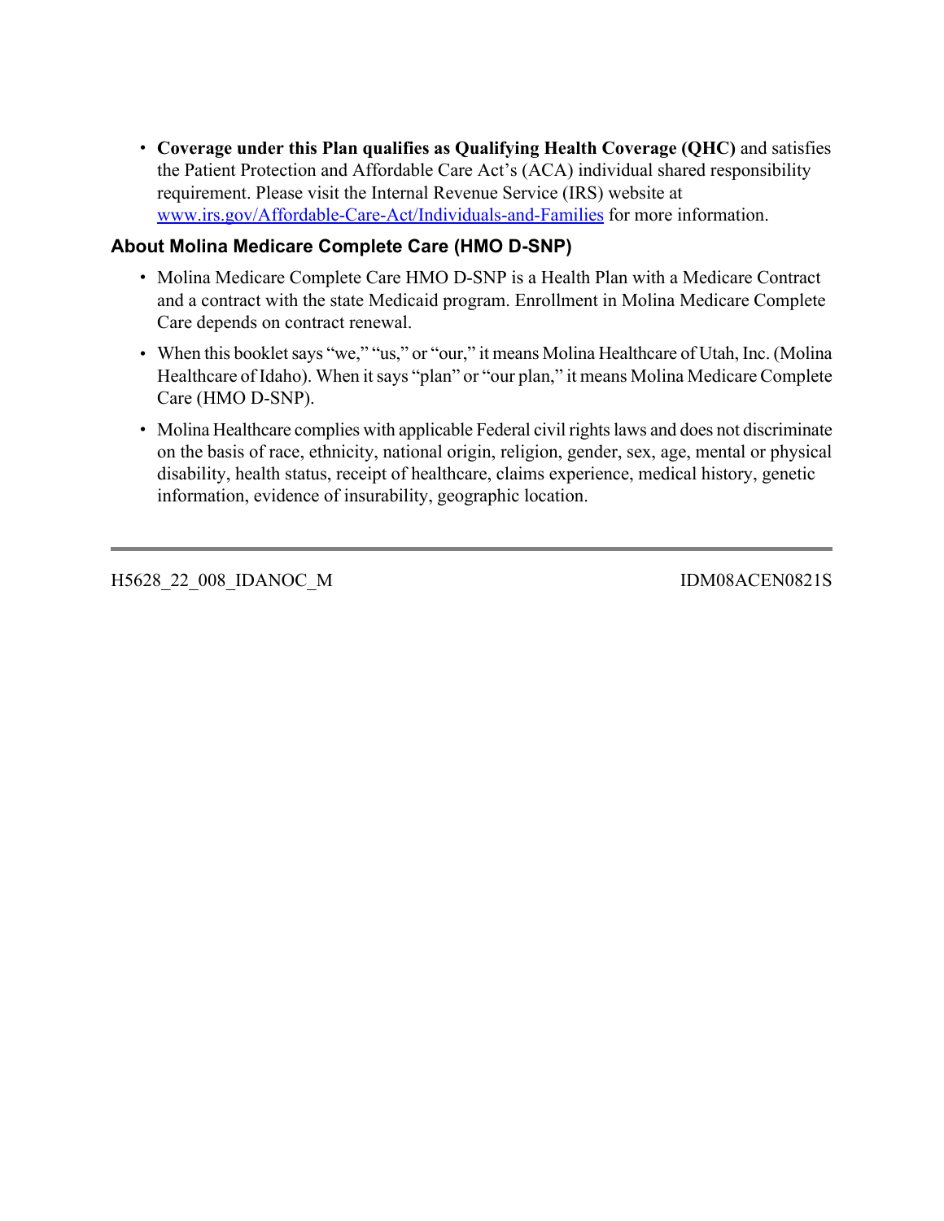- **Coverage under this Plan qualifies as Qualifying Health Coverage (QHC)** and satisfies the Patient Protection and Affordable Care Act's (ACA) individual shared responsibility requirement. Please visit the Internal Revenue Service (IRS) website at [www.irs.gov/Affordable-Care-Act/Individuals-and-Families](www.irs.gov/Affordable-Care-Act/Individuals-and-Families) for more information.

### About Molina Medicare Complete Care (HMO D-SNP)

- Molina Medicare Complete Care HMO D-SNP is a Health Plan with a Medicare Contract and a contract with the state Medicaid program. Enrollment in Molina Medicare Complete Care depends on contract renewal.
- When this booklet says "we," "us," or "our," it means Molina Healthcare of Utah, Inc. (Molina Healthcare of Idaho). When it says "plan" or "our plan," it means Molina Medicare Complete Care (HMO D-SNP).
- Molina Healthcare complies with applicable Federal civil rights laws and does not discriminate on the basis of race, ethnicity, national origin, religion, gender, sex, age, mental or physical disability, health status, receipt of healthcare, claims experience, medical history, genetic information, evidence of insurability, geographic location.

---

H5628_22_008_IDANOC_M IDM08ACEN0821S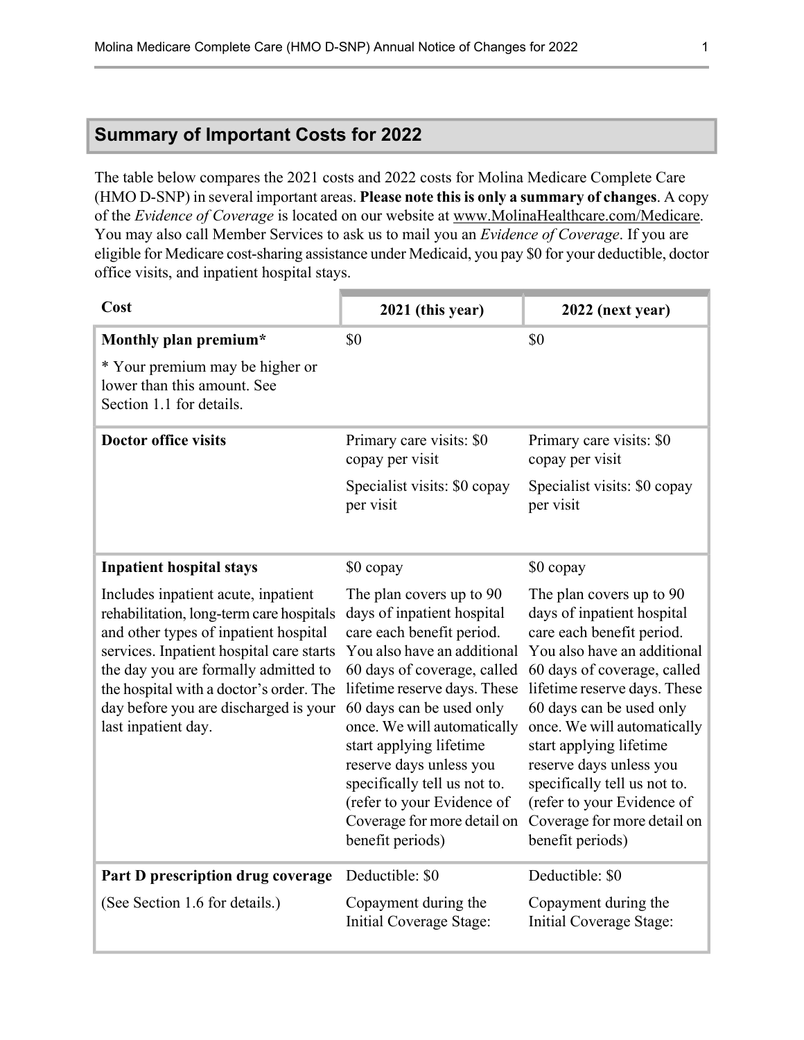## Summary of Important Costs for 2022

The table below compares the 2021 costs and 2022 costs for Molina Medicare Complete Care (HMO D-SNP) in several important areas. **Please note this is only a summary of changes**. A copy of the *Evidence of Coverage* is located on our website at www.MolinaHealthcare.com/Medicare. You may also call Member Services to ask us to mail you an *Evidence of Coverage*. If you are eligible for Medicare cost-sharing assistance under Medicaid, you pay $0 for your deductible, doctor office visits, and inpatient hospital stays.

| Cost | 2021 (this year) | 2022 (next year) |
|---|---|---|
| **Monthly plan premium***<br><br>* Your premium may be higher or lower than this amount. See Section 1.1 for details. | $0 | $0 |
| **Doctor office visits** | Primary care visits: $0 copay per visit<br><br>Specialist visits: $0 copay per visit | Primary care visits: $0 copay per visit<br><br>Specialist visits: $0 copay per visit |
| **Inpatient hospital stays**<br><br>Includes inpatient acute, inpatient rehabilitation, long-term care hospitals and other types of inpatient hospital services. Inpatient hospital care starts the day you are formally admitted to the hospital with a doctor's order. The day before you are discharged is your last inpatient day. | $0 copay<br><br>The plan covers up to 90 days of inpatient hospital care each benefit period. You also have an additional 60 days of coverage, called lifetime reserve days. These 60 days can be used only once. We will automatically start applying lifetime reserve days unless you specifically tell us not to. (refer to your Evidence of Coverage for more detail on benefit periods) | $0 copay<br><br>The plan covers up to 90 days of inpatient hospital care each benefit period. You also have an additional 60 days of coverage, called lifetime reserve days. These 60 days can be used only once. We will automatically start applying lifetime reserve days unless you specifically tell us not to. (refer to your Evidence of Coverage for more detail on benefit periods) |
| **Part D prescription drug coverage**<br><br>(See Section 1.6 for details.) | Deductible: $0<br><br>Copayment during the Initial Coverage Stage: | Deductible: $0<br><br>Copayment during the Initial Coverage Stage: |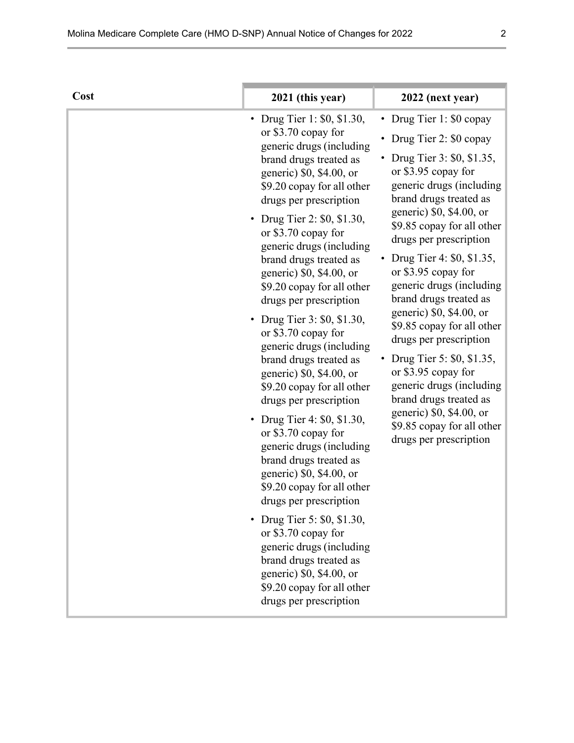| Cost | 2021 (this year) | 2022 (next year) |
|---|---|---|
| | • Drug Tier 1: $0, $1.30, or $3.70 copay for generic drugs (including brand drugs treated as generic) $0, $4.00, or $9.20 copay for all other drugs per prescription<br>• Drug Tier 2: $0, $1.30, or $3.70 copay for generic drugs (including brand drugs treated as generic) $0, $4.00, or $9.20 copay for all other drugs per prescription<br>• Drug Tier 3: $0, $1.30, or $3.70 copay for generic drugs (including brand drugs treated as generic) $0, $4.00, or $9.20 copay for all other drugs per prescription<br>• Drug Tier 4: $0, $1.30, or $3.70 copay for generic drugs (including brand drugs treated as generic) $0, $4.00, or $9.20 copay for all other drugs per prescription<br>• Drug Tier 5: $0, $1.30, or $3.70 copay for generic drugs (including brand drugs treated as generic) $0, $4.00, or $9.20 copay for all other drugs per prescription | • Drug Tier 1: $0 copay<br>• Drug Tier 2: $0 copay<br>• Drug Tier 3: $0, $1.35, or $3.95 copay for generic drugs (including brand drugs treated as generic) $0, $4.00, or $9.85 copay for all other drugs per prescription<br>• Drug Tier 4: $0, $1.35, or $3.95 copay for generic drugs (including brand drugs treated as generic) $0, $4.00, or $9.85 copay for all other drugs per prescription<br>• Drug Tier 5: $0, $1.35, or $3.95 copay for generic drugs (including brand drugs treated as generic) $0, $4.00, or $9.85 copay for all other drugs per prescription |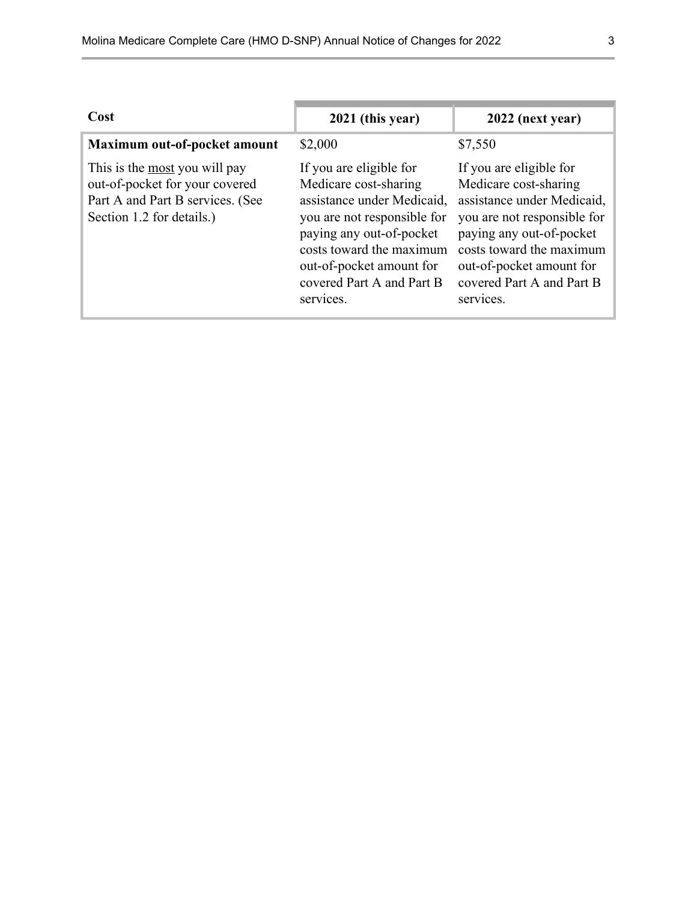| Cost | 2021 (this year) | 2022 (next year) |
|---|---|---|
| **Maximum out-of-pocket amount**<br><br>This is the <u>most</u> you will pay out-of-pocket for your covered Part A and Part B services. (See Section 1.2 for details.) | $2,000<br><br>If you are eligible for Medicare cost-sharing assistance under Medicaid, you are not responsible for paying any out-of-pocket costs toward the maximum out-of-pocket amount for covered Part A and Part B services. | $7,550<br><br>If you are eligible for Medicare cost-sharing assistance under Medicaid, you are not responsible for paying any out-of-pocket costs toward the maximum out-of-pocket amount for covered Part A and Part B services. |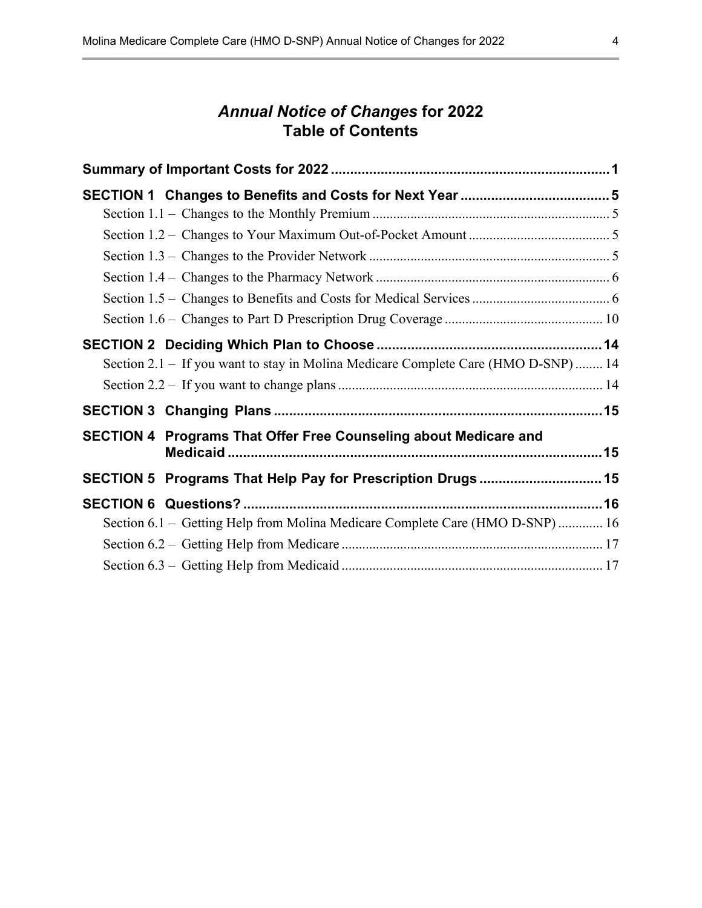# *Annual Notice of Changes* for 2022 Table of Contents

**Summary of Important Costs for 2022** ........................................................................ **1**

**SECTION 1 Changes to Benefits and Costs for Next Year** ....................................... **5**

- Section 1.1 – Changes to the Monthly Premium ..................................................................... 5
- Section 1.2 – Changes to Your Maximum Out-of-Pocket Amount ......................................... 5
- Section 1.3 – Changes to the Provider Network ...................................................................... 5
- Section 1.4 – Changes to the Pharmacy Network .................................................................... 6
- Section 1.5 – Changes to Benefits and Costs for Medical Services ......................................... 6
- Section 1.6 – Changes to Part D Prescription Drug Coverage .............................................. 10

**SECTION 2 Deciding Which Plan to Choose** ........................................................... **14**

- Section 2.1 – If you want to stay in Molina Medicare Complete Care (HMO D-SNP) ........ 14
- Section 2.2 – If you want to change plans ............................................................................ 14

**SECTION 3 Changing Plans** ...................................................................................... **15**

**SECTION 4 Programs That Offer Free Counseling about Medicare and Medicaid** .................................................................................................. **15**

**SECTION 5 Programs That Help Pay for Prescription Drugs** ................................ **15**

**SECTION 6 Questions?** .............................................................................................. **16**

- Section 6.1 – Getting Help from Molina Medicare Complete Care (HMO D-SNP) ............. 16
- Section 6.2 – Getting Help from Medicare ........................................................................... 17
- Section 6.3 – Getting Help from Medicaid ........................................................................... 17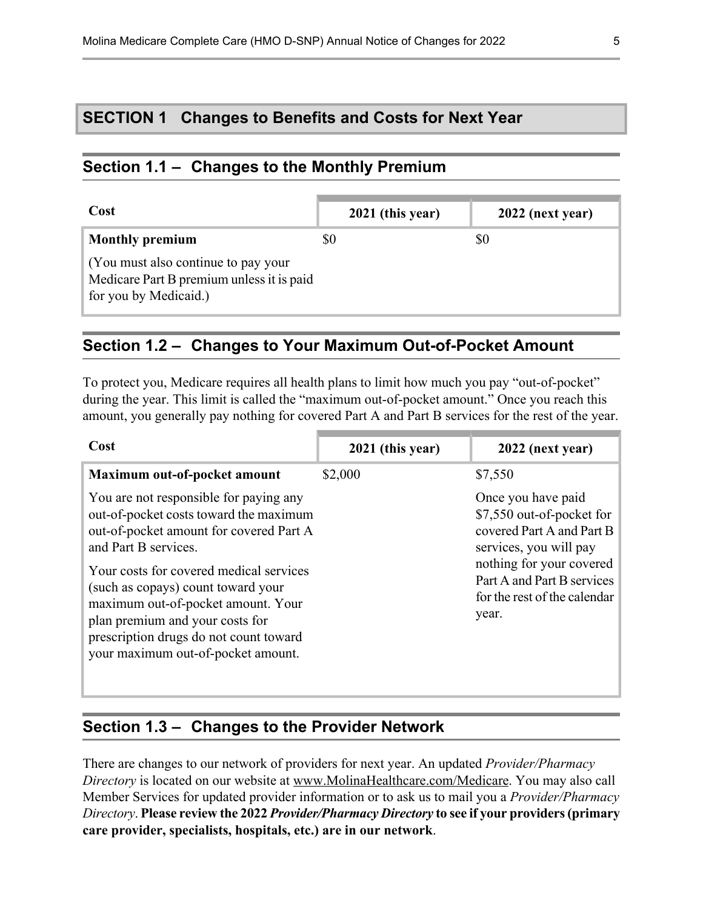## SECTION 1 Changes to Benefits and Costs for Next Year

### Section 1.1 – Changes to the Monthly Premium

| Cost | 2021 (this year) | 2022 (next year) |
|---|---|---|
| **Monthly premium**<br><br>(You must also continue to pay your Medicare Part B premium unless it is paid for you by Medicaid.) | $0 | $0 |

### Section 1.2 – Changes to Your Maximum Out-of-Pocket Amount

To protect you, Medicare requires all health plans to limit how much you pay "out-of-pocket" during the year. This limit is called the "maximum out-of-pocket amount." Once you reach this amount, you generally pay nothing for covered Part A and Part B services for the rest of the year.

| Cost | 2021 (this year) | 2022 (next year) |
|---|---|---|
| **Maximum out-of-pocket amount**<br><br>You are not responsible for paying any out-of-pocket costs toward the maximum out-of-pocket amount for covered Part A and Part B services.<br><br>Your costs for covered medical services (such as copays) count toward your maximum out-of-pocket amount. Your plan premium and your costs for prescription drugs do not count toward your maximum out-of-pocket amount. | $2,000 | $7,550<br><br>Once you have paid $7,550 out-of-pocket for covered Part A and Part B services, you will pay nothing for your covered Part A and Part B services for the rest of the calendar year. |

### Section 1.3 – Changes to the Provider Network

There are changes to our network of providers for next year. An updated *Provider/Pharmacy Directory* is located on our website at www.MolinaHealthcare.com/Medicare. You may also call Member Services for updated provider information or to ask us to mail you a *Provider/Pharmacy Directory*. **Please review the 2022 *Provider/Pharmacy Directory* to see if your providers (primary care provider, specialists, hospitals, etc.) are in our network**.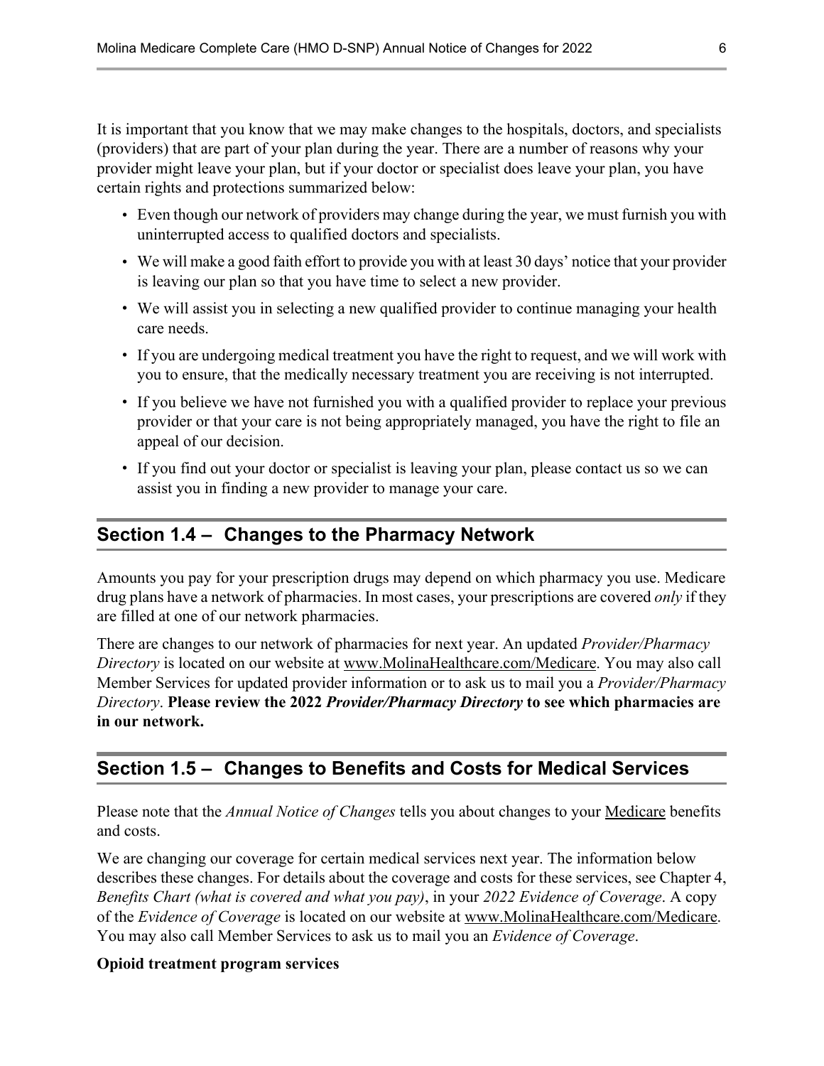It is important that you know that we may make changes to the hospitals, doctors, and specialists (providers) that are part of your plan during the year. There are a number of reasons why your provider might leave your plan, but if your doctor or specialist does leave your plan, you have certain rights and protections summarized below:

- Even though our network of providers may change during the year, we must furnish you with uninterrupted access to qualified doctors and specialists.
- We will make a good faith effort to provide you with at least 30 days' notice that your provider is leaving our plan so that you have time to select a new provider.
- We will assist you in selecting a new qualified provider to continue managing your health care needs.
- If you are undergoing medical treatment you have the right to request, and we will work with you to ensure, that the medically necessary treatment you are receiving is not interrupted.
- If you believe we have not furnished you with a qualified provider to replace your previous provider or that your care is not being appropriately managed, you have the right to file an appeal of our decision.
- If you find out your doctor or specialist is leaving your plan, please contact us so we can assist you in finding a new provider to manage your care.

## Section 1.4 – Changes to the Pharmacy Network

Amounts you pay for your prescription drugs may depend on which pharmacy you use. Medicare drug plans have a network of pharmacies. In most cases, your prescriptions are covered *only* if they are filled at one of our network pharmacies.

There are changes to our network of pharmacies for next year. An updated *Provider/Pharmacy Directory* is located on our website at www.MolinaHealthcare.com/Medicare. You may also call Member Services for updated provider information or to ask us to mail you a *Provider/Pharmacy Directory*. **Please review the 2022 *Provider/Pharmacy Directory* to see which pharmacies are in our network.**

## Section 1.5 – Changes to Benefits and Costs for Medical Services

Please note that the *Annual Notice of Changes* tells you about changes to your Medicare benefits and costs.

We are changing our coverage for certain medical services next year. The information below describes these changes. For details about the coverage and costs for these services, see Chapter 4, *Benefits Chart (what is covered and what you pay)*, in your *2022 Evidence of Coverage*. A copy of the *Evidence of Coverage* is located on our website at www.MolinaHealthcare.com/Medicare. You may also call Member Services to ask us to mail you an *Evidence of Coverage*.

**Opioid treatment program services**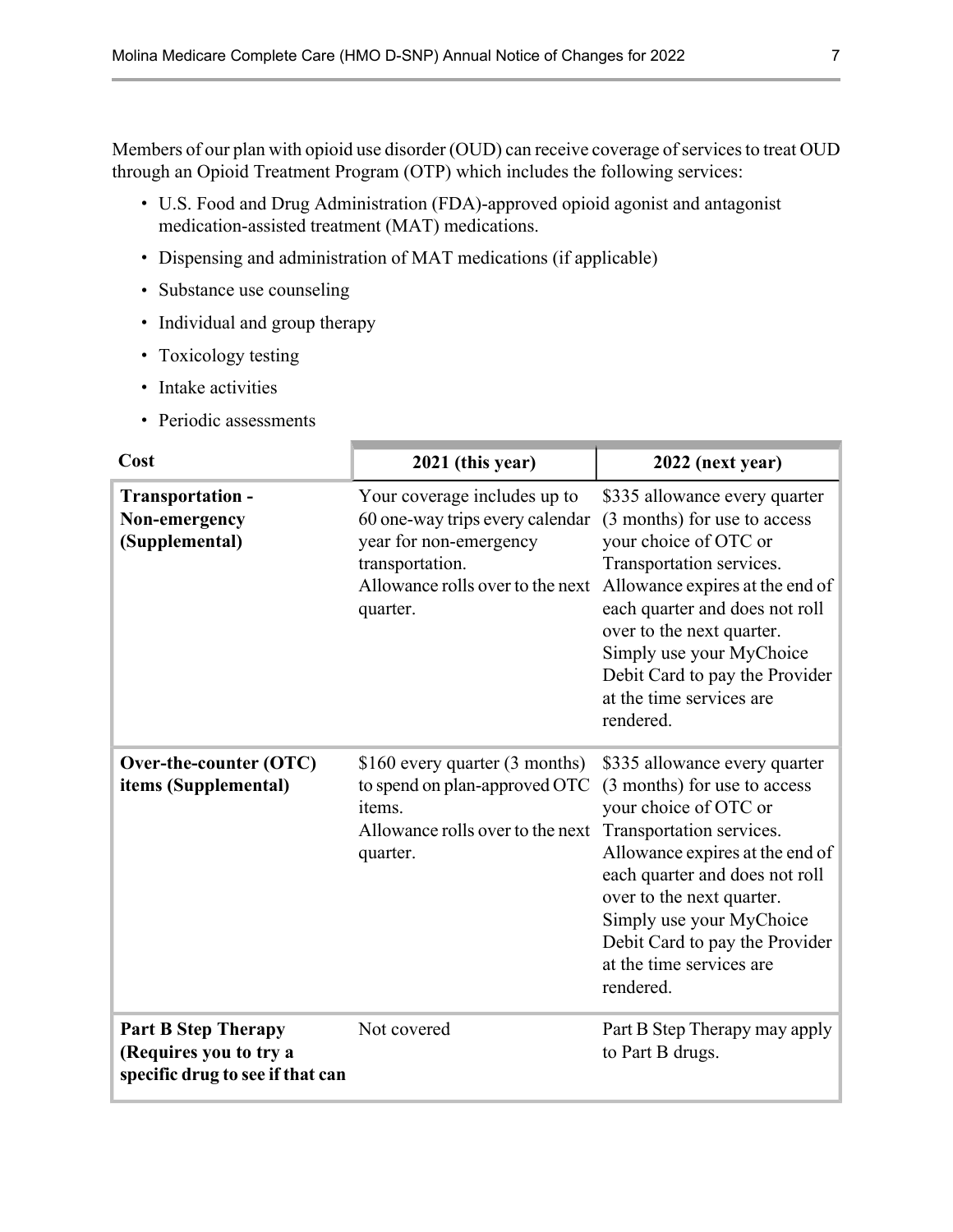Members of our plan with opioid use disorder (OUD) can receive coverage of services to treat OUD through an Opioid Treatment Program (OTP) which includes the following services:

- U.S. Food and Drug Administration (FDA)-approved opioid agonist and antagonist medication-assisted treatment (MAT) medications.
- Dispensing and administration of MAT medications (if applicable)
- Substance use counseling
- Individual and group therapy
- Toxicology testing
- Intake activities
- Periodic assessments

| Cost | 2021 (this year) | 2022 (next year) |
|---|---|---|
| **Transportation - Non-emergency (Supplemental)** | Your coverage includes up to 60 one-way trips every calendar year for non-emergency transportation.<br>Allowance rolls over to the next quarter. | $335 allowance every quarter (3 months) for use to access your choice of OTC or Transportation services.<br>Allowance expires at the end of each quarter and does not roll over to the next quarter.<br>Simply use your MyChoice Debit Card to pay the Provider at the time services are rendered. |
| **Over-the-counter (OTC) items (Supplemental)** | $160 every quarter (3 months) to spend on plan-approved OTC items.<br>Allowance rolls over to the next quarter. | $335 allowance every quarter (3 months) for use to access your choice of OTC or Transportation services.<br>Allowance expires at the end of each quarter and does not roll over to the next quarter.<br>Simply use your MyChoice Debit Card to pay the Provider at the time services are rendered. |
| **Part B Step Therapy (Requires you to try a specific drug to see if that can** | Not covered | Part B Step Therapy may apply to Part B drugs. |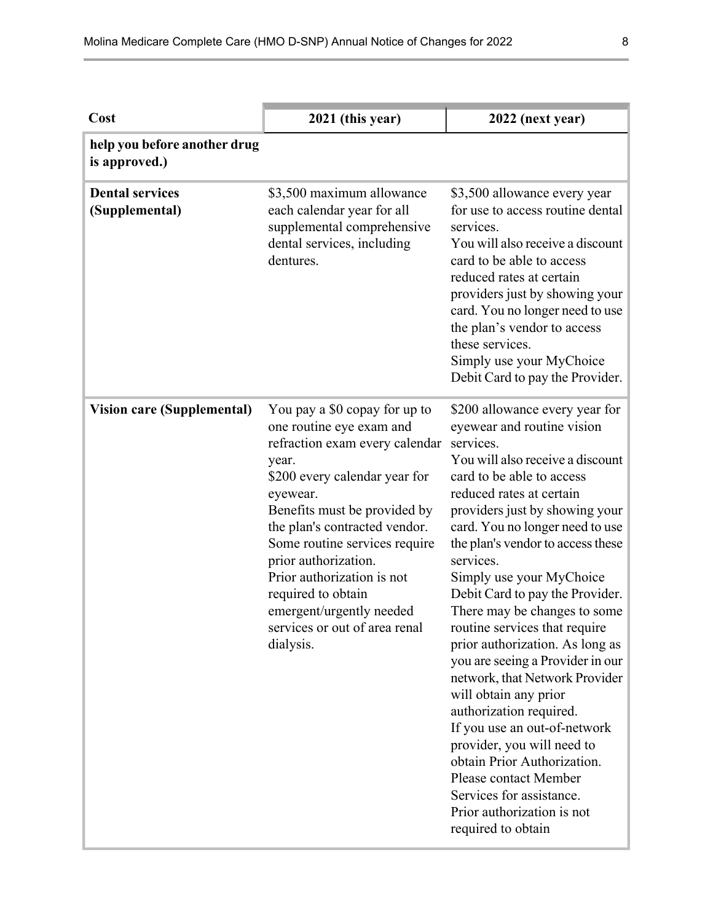| Cost | 2021 (this year) | 2022 (next year) |
|---|---|---|
| **help you before another drug is approved.)** | | |
| **Dental services (Supplemental)** | \$3,500 maximum allowance each calendar year for all supplemental comprehensive dental services, including dentures. | \$3,500 allowance every year for use to access routine dental services.<br>You will also receive a discount card to be able to access reduced rates at certain providers just by showing your card. You no longer need to use the plan's vendor to access these services.<br>Simply use your MyChoice Debit Card to pay the Provider. |
| **Vision care (Supplemental)** | You pay a \$0 copay for up to one routine eye exam and refraction exam every calendar year.<br>\$200 every calendar year for eyewear.<br>Benefits must be provided by the plan's contracted vendor.<br>Some routine services require prior authorization.<br>Prior authorization is not required to obtain emergent/urgently needed services or out of area renal dialysis. | \$200 allowance every year for eyewear and routine vision services.<br>You will also receive a discount card to be able to access reduced rates at certain providers just by showing your card. You no longer need to use the plan's vendor to access these services.<br>Simply use your MyChoice Debit Card to pay the Provider.<br>There may be changes to some routine services that require prior authorization. As long as you are seeing a Provider in our network, that Network Provider will obtain any prior authorization required.<br>If you use an out-of-network provider, you will need to obtain Prior Authorization. Please contact Member Services for assistance.<br>Prior authorization is not required to obtain |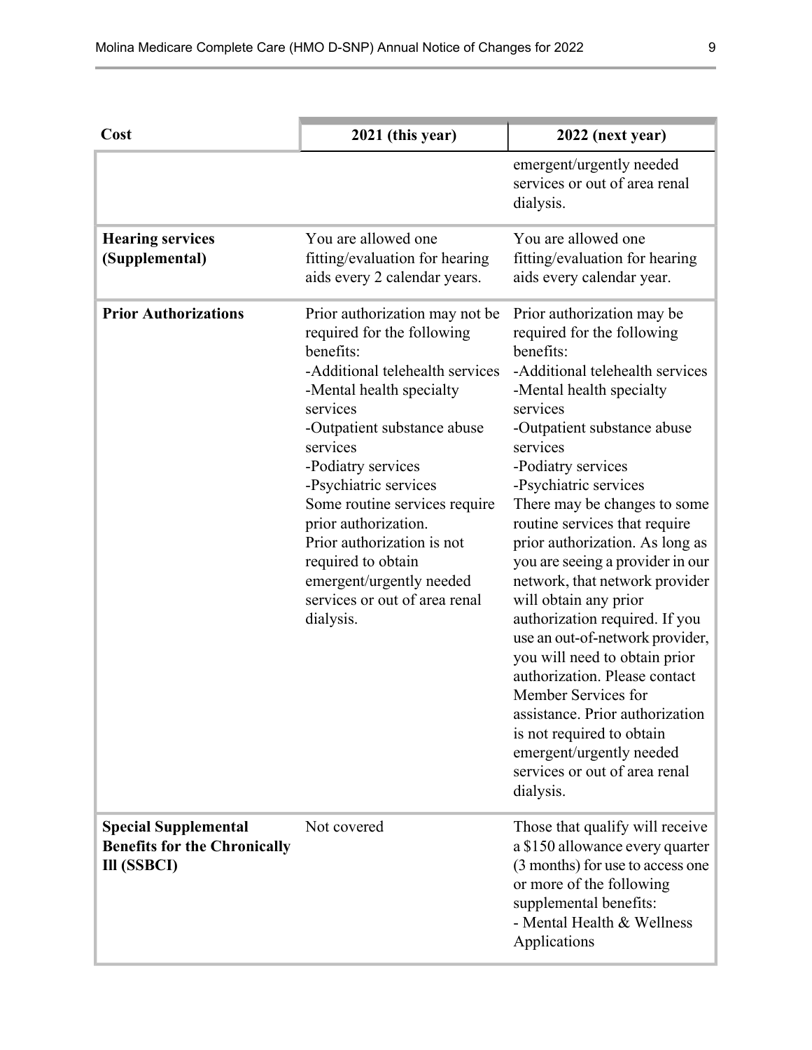| Cost | 2021 (this year) | 2022 (next year) |
| --- | --- | --- |
| | | emergent/urgently needed services or out of area renal dialysis. |
| **Hearing services (Supplemental)** | You are allowed one fitting/evaluation for hearing aids every 2 calendar years. | You are allowed one fitting/evaluation for hearing aids every calendar year. |
| **Prior Authorizations** | Prior authorization may not be required for the following benefits:<br>-Additional telehealth services<br>-Mental health specialty services<br>-Outpatient substance abuse services<br>-Podiatry services<br>-Psychiatric services<br>Some routine services require prior authorization.<br>Prior authorization is not required to obtain emergent/urgently needed services or out of area renal dialysis. | Prior authorization may be required for the following benefits:<br>-Additional telehealth services<br>-Mental health specialty services<br>-Outpatient substance abuse services<br>-Podiatry services<br>-Psychiatric services<br>There may be changes to some routine services that require prior authorization. As long as you are seeing a provider in our network, that network provider will obtain any prior authorization required. If you use an out-of-network provider, you will need to obtain prior authorization. Please contact Member Services for assistance. Prior authorization is not required to obtain emergent/urgently needed services or out of area renal dialysis. |
| **Special Supplemental Benefits for the Chronically Ill (SSBCI)** | Not covered | Those that qualify will receive a $150 allowance every quarter (3 months) for use to access one or more of the following supplemental benefits:<br>- Mental Health & Wellness Applications |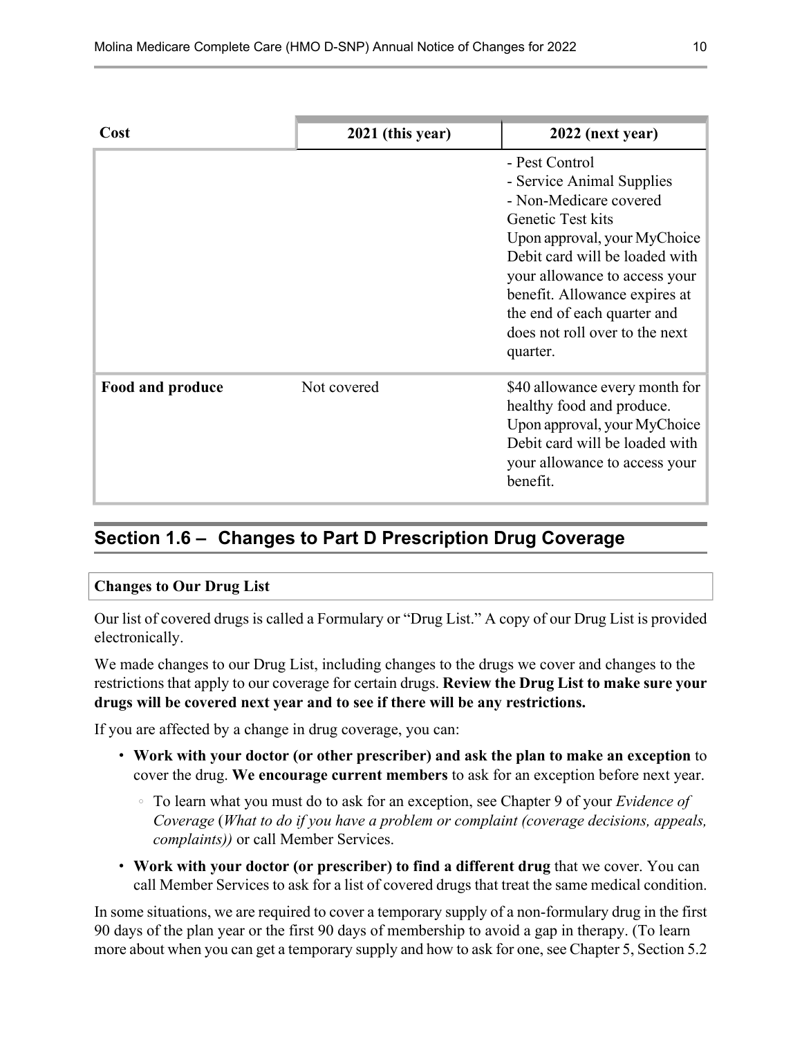| Cost | 2021 (this year) | 2022 (next year) |
|---|---|---|
| | | - Pest Control<br>- Service Animal Supplies<br>- Non-Medicare covered Genetic Test kits<br>Upon approval, your MyChoice Debit card will be loaded with your allowance to access your benefit. Allowance expires at the end of each quarter and does not roll over to the next quarter. |
| **Food and produce** | Not covered | $40 allowance every month for healthy food and produce. Upon approval, your MyChoice Debit card will be loaded with your allowance to access your benefit. |

## Section 1.6 – Changes to Part D Prescription Drug Coverage

**Changes to Our Drug List**

Our list of covered drugs is called a Formulary or “Drug List.” A copy of our Drug List is provided electronically.

We made changes to our Drug List, including changes to the drugs we cover and changes to the restrictions that apply to our coverage for certain drugs. **Review the Drug List to make sure your drugs will be covered next year and to see if there will be any restrictions.**

If you are affected by a change in drug coverage, you can:

- **Work with your doctor (or other prescriber) and ask the plan to make an exception** to cover the drug. **We encourage current members** to ask for an exception before next year.
  - To learn what you must do to ask for an exception, see Chapter 9 of your *Evidence of Coverage* (*What to do if you have a problem or complaint (coverage decisions, appeals, complaints))* or call Member Services.
- **Work with your doctor (or prescriber) to find a different drug** that we cover. You can call Member Services to ask for a list of covered drugs that treat the same medical condition.

In some situations, we are required to cover a temporary supply of a non-formulary drug in the first 90 days of the plan year or the first 90 days of membership to avoid a gap in therapy. (To learn more about when you can get a temporary supply and how to ask for one, see Chapter 5, Section 5.2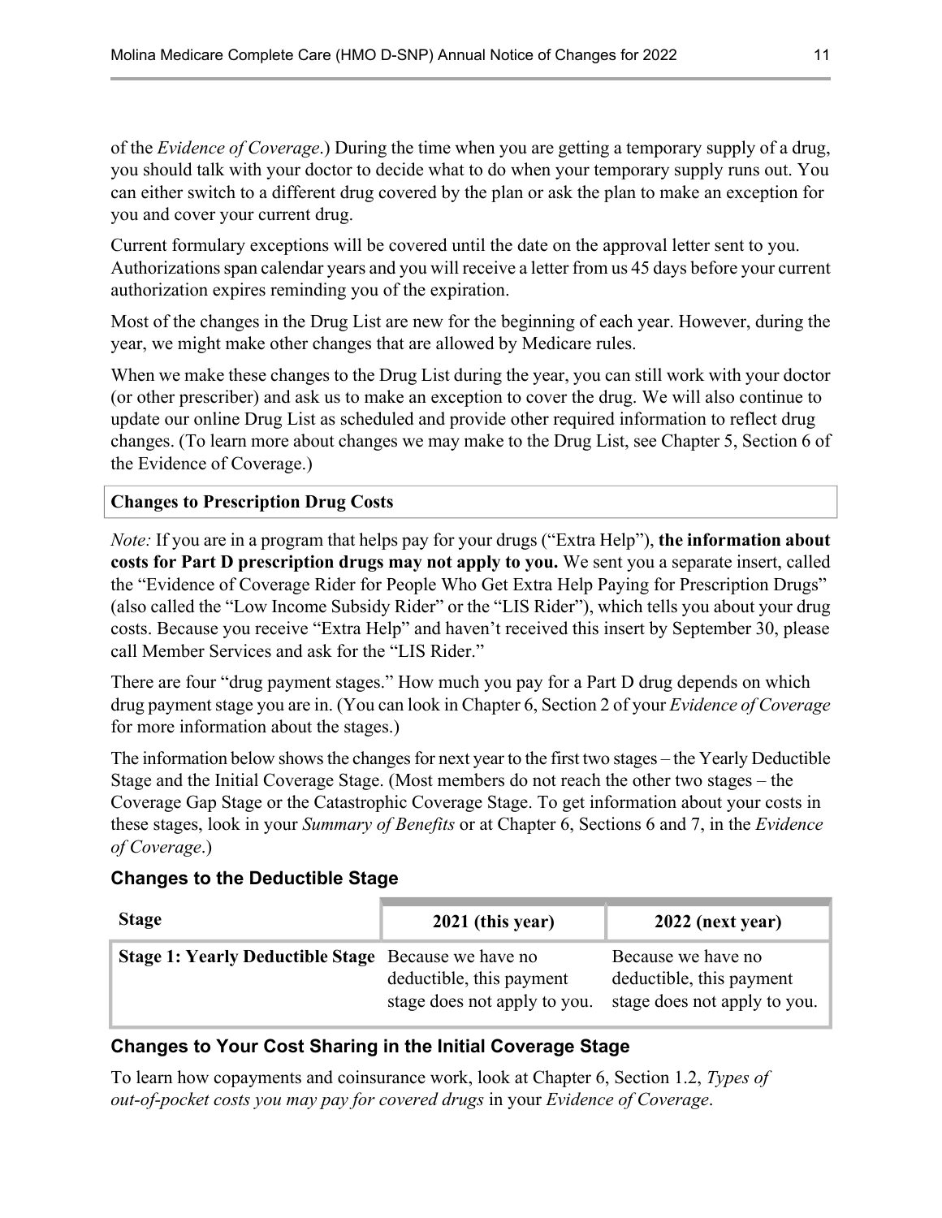of the *Evidence of Coverage*.) During the time when you are getting a temporary supply of a drug, you should talk with your doctor to decide what to do when your temporary supply runs out. You can either switch to a different drug covered by the plan or ask the plan to make an exception for you and cover your current drug.

Current formulary exceptions will be covered until the date on the approval letter sent to you. Authorizations span calendar years and you will receive a letter from us 45 days before your current authorization expires reminding you of the expiration.

Most of the changes in the Drug List are new for the beginning of each year. However, during the year, we might make other changes that are allowed by Medicare rules.

When we make these changes to the Drug List during the year, you can still work with your doctor (or other prescriber) and ask us to make an exception to cover the drug. We will also continue to update our online Drug List as scheduled and provide other required information to reflect drug changes. (To learn more about changes we may make to the Drug List, see Chapter 5, Section 6 of the Evidence of Coverage.)

| **Changes to Prescription Drug Costs** |
|---|

*Note:* If you are in a program that helps pay for your drugs ("Extra Help"), **the information about costs for Part D prescription drugs may not apply to you.** We sent you a separate insert, called the "Evidence of Coverage Rider for People Who Get Extra Help Paying for Prescription Drugs" (also called the "Low Income Subsidy Rider" or the "LIS Rider"), which tells you about your drug costs. Because you receive "Extra Help" and haven't received this insert by September 30, please call Member Services and ask for the "LIS Rider."

There are four "drug payment stages." How much you pay for a Part D drug depends on which drug payment stage you are in. (You can look in Chapter 6, Section 2 of your *Evidence of Coverage* for more information about the stages.)

The information below shows the changes for next year to the first two stages – the Yearly Deductible Stage and the Initial Coverage Stage. (Most members do not reach the other two stages – the Coverage Gap Stage or the Catastrophic Coverage Stage. To get information about your costs in these stages, look in your *Summary of Benefits* or at Chapter 6, Sections 6 and 7, in the *Evidence of Coverage*.)

### Changes to the Deductible Stage

| Stage | 2021 (this year) | 2022 (next year) |
|---|---|---|
| **Stage 1: Yearly Deductible Stage** | Because we have no deductible, this payment stage does not apply to you. | Because we have no deductible, this payment stage does not apply to you. |

### Changes to Your Cost Sharing in the Initial Coverage Stage

To learn how copayments and coinsurance work, look at Chapter 6, Section 1.2, *Types of out-of-pocket costs you may pay for covered drugs* in your *Evidence of Coverage*.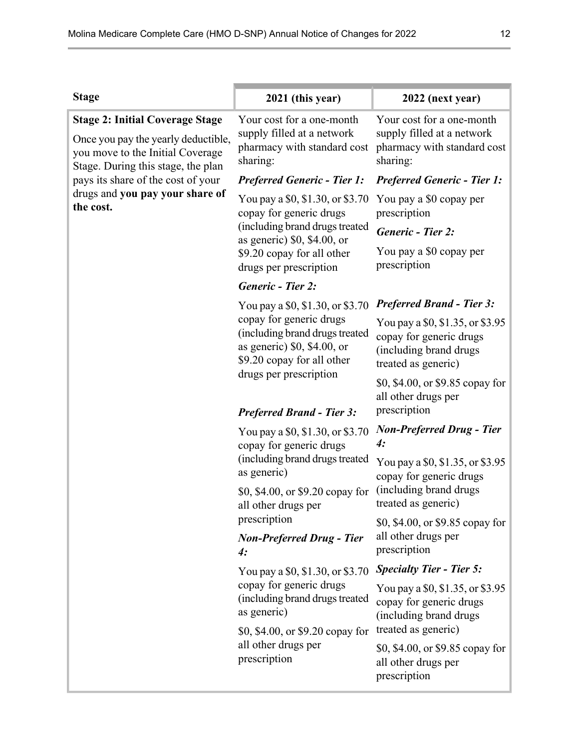| Stage | 2021 (this year) | 2022 (next year) |
|---|---|---|
| **Stage 2: Initial Coverage Stage**<br><br>Once you pay the yearly deductible, you move to the Initial Coverage Stage. During this stage, the plan pays its share of the cost of your drugs and **you pay your share of the cost.** | Your cost for a one-month supply filled at a network pharmacy with standard cost sharing:<br><br>***Preferred Generic - Tier 1:***<br><br>You pay a $0, $1.30, or $3.70 copay for generic drugs (including brand drugs treated as generic) $0, $4.00, or $9.20 copay for all other drugs per prescription<br><br>***Generic - Tier 2:***<br><br>You pay a $0, $1.30, or $3.70 copay for generic drugs (including brand drugs treated as generic) $0, $4.00, or $9.20 copay for all other drugs per prescription<br><br>***Preferred Brand - Tier 3:***<br><br>You pay a $0, $1.30, or $3.70 copay for generic drugs (including brand drugs treated as generic)<br><br>$0, $4.00, or $9.20 copay for all other drugs per prescription<br><br>***Non-Preferred Drug - Tier 4:***<br><br>You pay a $0, $1.30, or $3.70 copay for generic drugs (including brand drugs treated as generic)<br><br>$0, $4.00, or $9.20 copay for all other drugs per prescription | Your cost for a one-month supply filled at a network pharmacy with standard cost sharing:<br><br>***Preferred Generic - Tier 1:***<br><br>You pay a $0 copay per prescription<br><br>***Generic - Tier 2:***<br><br>You pay a $0 copay per prescription<br><br>***Preferred Brand - Tier 3:***<br><br>You pay a $0, $1.35, or $3.95 copay for generic drugs (including brand drugs treated as generic)<br><br>$0, $4.00, or $9.85 copay for all other drugs per prescription<br><br>***Non-Preferred Drug - Tier 4:***<br><br>You pay a $0, $1.35, or $3.95 copay for generic drugs (including brand drugs treated as generic)<br><br>$0, $4.00, or $9.85 copay for all other drugs per prescription<br><br>***Specialty Tier - Tier 5:***<br><br>You pay a $0, $1.35, or $3.95 copay for generic drugs (including brand drugs treated as generic)<br><br>$0, $4.00, or $9.85 copay for all other drugs per prescription |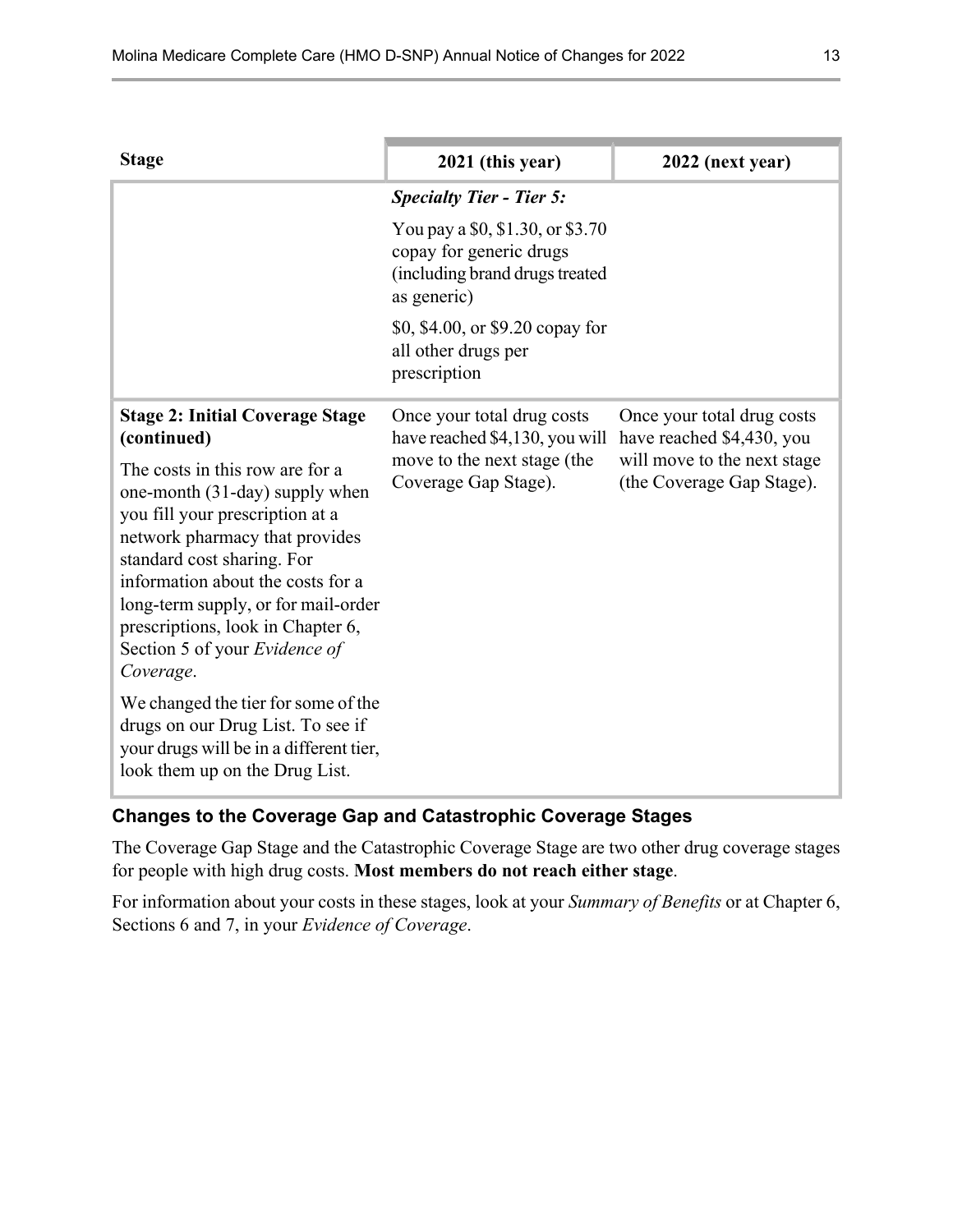| Stage | 2021 (this year) | 2022 (next year) |
|---|---|---|
| | ***Specialty Tier - Tier 5:*** You pay a $0, $1.30, or $3.70 copay for generic drugs (including brand drugs treated as generic) $0, $4.00, or $9.20 copay for all other drugs per prescription | |
| **Stage 2: Initial Coverage Stage (continued)** The costs in this row are for a one-month (31-day) supply when you fill your prescription at a network pharmacy that provides standard cost sharing. For information about the costs for a long-term supply, or for mail-order prescriptions, look in Chapter 6, Section 5 of your *Evidence of Coverage*. We changed the tier for some of the drugs on our Drug List. To see if your drugs will be in a different tier, look them up on the Drug List. | Once your total drug costs have reached $4,130, you will move to the next stage (the Coverage Gap Stage). | Once your total drug costs have reached $4,430, you will move to the next stage (the Coverage Gap Stage). |

### Changes to the Coverage Gap and Catastrophic Coverage Stages

The Coverage Gap Stage and the Catastrophic Coverage Stage are two other drug coverage stages for people with high drug costs. **Most members do not reach either stage**.

For information about your costs in these stages, look at your *Summary of Benefits* or at Chapter 6, Sections 6 and 7, in your *Evidence of Coverage*.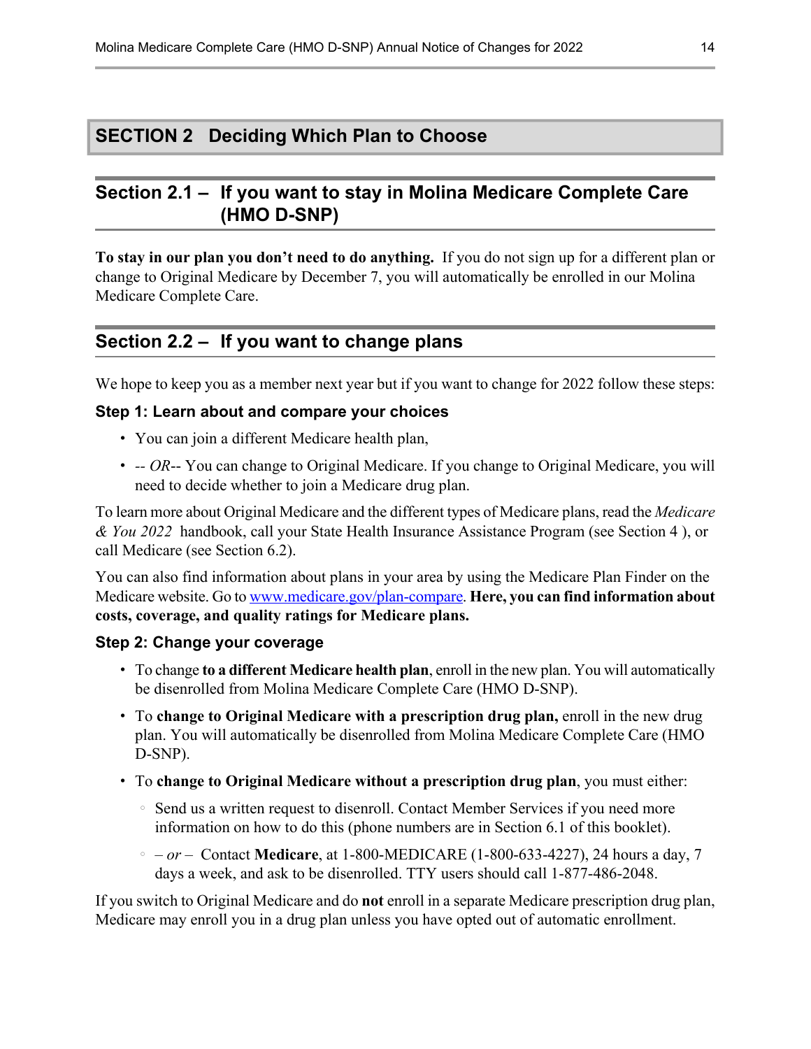## SECTION 2 Deciding Which Plan to Choose

### Section 2.1 – If you want to stay in Molina Medicare Complete Care (HMO D-SNP)

**To stay in our plan you don't need to do anything.** If you do not sign up for a different plan or change to Original Medicare by December 7, you will automatically be enrolled in our Molina Medicare Complete Care.

### Section 2.2 – If you want to change plans

We hope to keep you as a member next year but if you want to change for 2022 follow these steps:

#### Step 1: Learn about and compare your choices

- You can join a different Medicare health plan,
- *-- OR--* You can change to Original Medicare. If you change to Original Medicare, you will need to decide whether to join a Medicare drug plan.

To learn more about Original Medicare and the different types of Medicare plans, read the *Medicare & You 2022* handbook, call your State Health Insurance Assistance Program (see Section 4 ), or call Medicare (see Section 6.2).

You can also find information about plans in your area by using the Medicare Plan Finder on the Medicare website. Go to [www.medicare.gov/plan-compare](www.medicare.gov/plan-compare). **Here, you can find information about costs, coverage, and quality ratings for Medicare plans.**

#### Step 2: Change your coverage

- To change **to a different Medicare health plan**, enroll in the new plan. You will automatically be disenrolled from Molina Medicare Complete Care (HMO D-SNP).
- To **change to Original Medicare with a prescription drug plan,** enroll in the new drug plan. You will automatically be disenrolled from Molina Medicare Complete Care (HMO D-SNP).
- To **change to Original Medicare without a prescription drug plan**, you must either:
  - Send us a written request to disenroll. Contact Member Services if you need more information on how to do this (phone numbers are in Section 6.1 of this booklet).
  - *– or –* Contact **Medicare**, at 1-800-MEDICARE (1-800-633-4227), 24 hours a day, 7 days a week, and ask to be disenrolled. TTY users should call 1-877-486-2048.

If you switch to Original Medicare and do **not** enroll in a separate Medicare prescription drug plan, Medicare may enroll you in a drug plan unless you have opted out of automatic enrollment.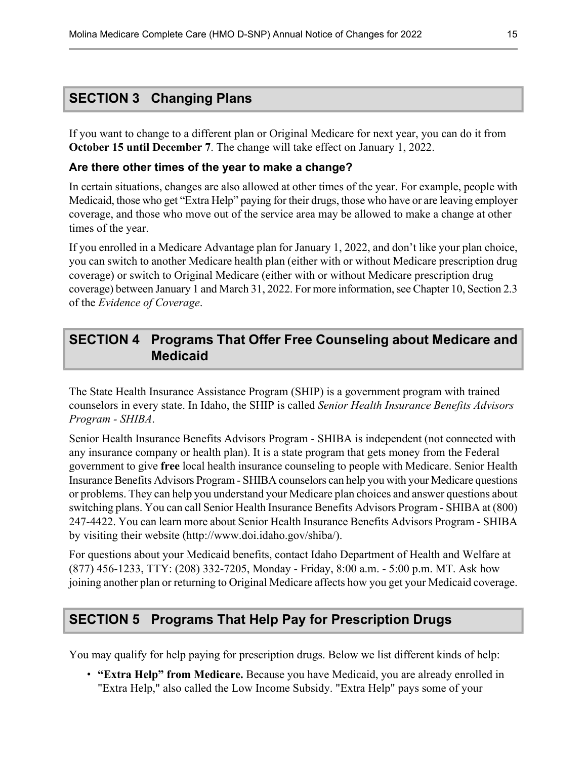## SECTION 3 Changing Plans

If you want to change to a different plan or Original Medicare for next year, you can do it from **October 15 until December 7**. The change will take effect on January 1, 2022.

### Are there other times of the year to make a change?

In certain situations, changes are also allowed at other times of the year. For example, people with Medicaid, those who get "Extra Help" paying for their drugs, those who have or are leaving employer coverage, and those who move out of the service area may be allowed to make a change at other times of the year.

If you enrolled in a Medicare Advantage plan for January 1, 2022, and don't like your plan choice, you can switch to another Medicare health plan (either with or without Medicare prescription drug coverage) or switch to Original Medicare (either with or without Medicare prescription drug coverage) between January 1 and March 31, 2022. For more information, see Chapter 10, Section 2.3 of the *Evidence of Coverage*.

## SECTION 4 Programs That Offer Free Counseling about Medicare and Medicaid

The State Health Insurance Assistance Program (SHIP) is a government program with trained counselors in every state. In Idaho, the SHIP is called *Senior Health Insurance Benefits Advisors Program - SHIBA*.

Senior Health Insurance Benefits Advisors Program - SHIBA is independent (not connected with any insurance company or health plan). It is a state program that gets money from the Federal government to give **free** local health insurance counseling to people with Medicare. Senior Health Insurance Benefits Advisors Program - SHIBA counselors can help you with your Medicare questions or problems. They can help you understand your Medicare plan choices and answer questions about switching plans. You can call Senior Health Insurance Benefits Advisors Program - SHIBA at (800) 247-4422. You can learn more about Senior Health Insurance Benefits Advisors Program - SHIBA by visiting their website (http://www.doi.idaho.gov/shiba/).

For questions about your Medicaid benefits, contact Idaho Department of Health and Welfare at (877) 456-1233, TTY: (208) 332-7205, Monday - Friday, 8:00 a.m. - 5:00 p.m. MT. Ask how joining another plan or returning to Original Medicare affects how you get your Medicaid coverage.

## SECTION 5 Programs That Help Pay for Prescription Drugs

You may qualify for help paying for prescription drugs. Below we list different kinds of help:

- **"Extra Help" from Medicare.** Because you have Medicaid, you are already enrolled in "Extra Help," also called the Low Income Subsidy. "Extra Help" pays some of your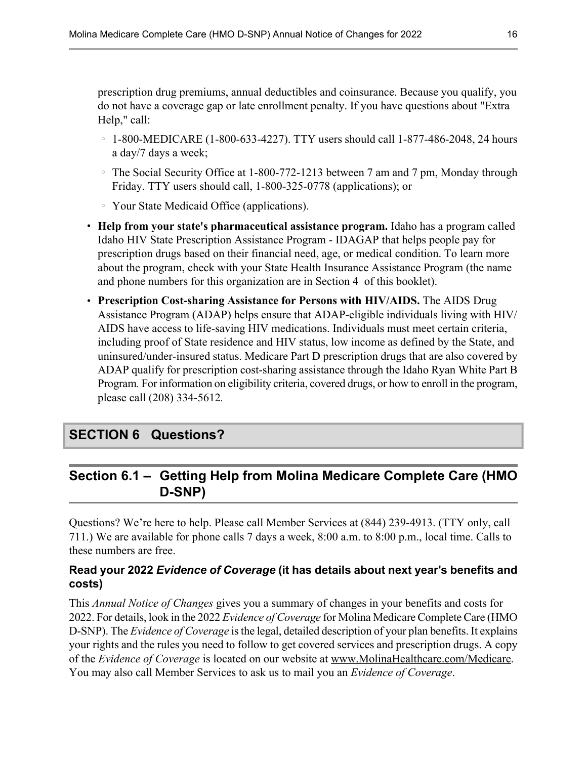prescription drug premiums, annual deductibles and coinsurance. Because you qualify, you do not have a coverage gap or late enrollment penalty. If you have questions about "Extra Help," call:

  - 1-800-MEDICARE (1-800-633-4227). TTY users should call 1-877-486-2048, 24 hours a day/7 days a week;
  - The Social Security Office at 1-800-772-1213 between 7 am and 7 pm, Monday through Friday. TTY users should call, 1-800-325-0778 (applications); or
  - Your State Medicaid Office (applications).

- **Help from your state's pharmaceutical assistance program.** Idaho has a program called Idaho HIV State Prescription Assistance Program - IDAGAP that helps people pay for prescription drugs based on their financial need, age, or medical condition. To learn more about the program, check with your State Health Insurance Assistance Program (the name and phone numbers for this organization are in Section 4 of this booklet).
- **Prescription Cost-sharing Assistance for Persons with HIV/AIDS.** The AIDS Drug Assistance Program (ADAP) helps ensure that ADAP-eligible individuals living with HIV/AIDS have access to life-saving HIV medications. Individuals must meet certain criteria, including proof of State residence and HIV status, low income as defined by the State, and uninsured/under-insured status. Medicare Part D prescription drugs that are also covered by ADAP qualify for prescription cost-sharing assistance through the Idaho Ryan White Part B Program. For information on eligibility criteria, covered drugs, or how to enroll in the program, please call (208) 334-5612.

# SECTION 6 Questions?

## Section 6.1 – Getting Help from Molina Medicare Complete Care (HMO D-SNP)

Questions? We're here to help. Please call Member Services at (844) 239-4913. (TTY only, call 711.) We are available for phone calls 7 days a week, 8:00 a.m. to 8:00 p.m., local time. Calls to these numbers are free.

### Read your 2022 *Evidence of Coverage* (it has details about next year's benefits and costs)

This *Annual Notice of Changes* gives you a summary of changes in your benefits and costs for 2022. For details, look in the 2022 *Evidence of Coverage* for Molina Medicare Complete Care (HMO D-SNP). The *Evidence of Coverage* is the legal, detailed description of your plan benefits. It explains your rights and the rules you need to follow to get covered services and prescription drugs. A copy of the *Evidence of Coverage* is located on our website at www.MolinaHealthcare.com/Medicare. You may also call Member Services to ask us to mail you an *Evidence of Coverage*.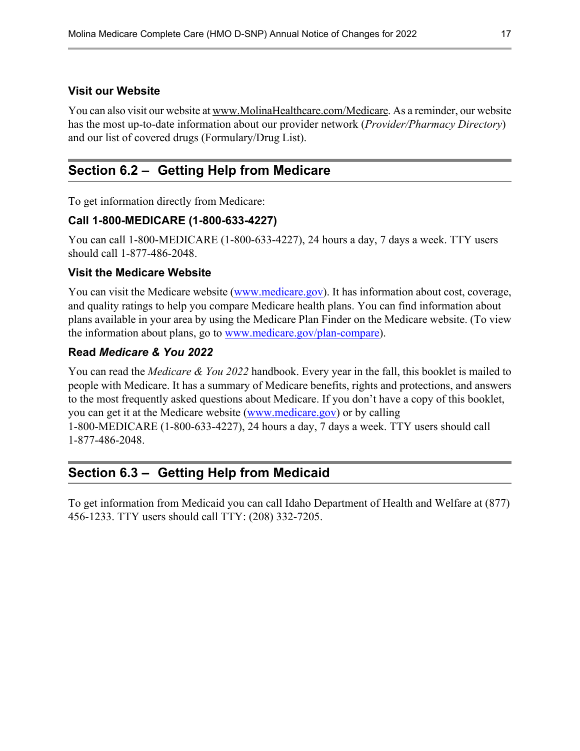### Visit our Website

You can also visit our website at www.MolinaHealthcare.com/Medicare. As a reminder, our website has the most up-to-date information about our provider network (*Provider/Pharmacy Directory*) and our list of covered drugs (Formulary/Drug List).

## Section 6.2 – Getting Help from Medicare

To get information directly from Medicare:

### Call 1-800-MEDICARE (1-800-633-4227)

You can call 1-800-MEDICARE (1-800-633-4227), 24 hours a day, 7 days a week. TTY users should call 1-877-486-2048.

### Visit the Medicare Website

You can visit the Medicare website (www.medicare.gov). It has information about cost, coverage, and quality ratings to help you compare Medicare health plans. You can find information about plans available in your area by using the Medicare Plan Finder on the Medicare website. (To view the information about plans, go to www.medicare.gov/plan-compare).

### Read *Medicare & You 2022*

You can read the *Medicare & You 2022* handbook. Every year in the fall, this booklet is mailed to people with Medicare. It has a summary of Medicare benefits, rights and protections, and answers to the most frequently asked questions about Medicare. If you don't have a copy of this booklet, you can get it at the Medicare website (www.medicare.gov) or by calling 1-800-MEDICARE (1-800-633-4227), 24 hours a day, 7 days a week. TTY users should call 1-877-486-2048.

## Section 6.3 – Getting Help from Medicaid

To get information from Medicaid you can call Idaho Department of Health and Welfare at (877) 456-1233. TTY users should call TTY: (208) 332-7205.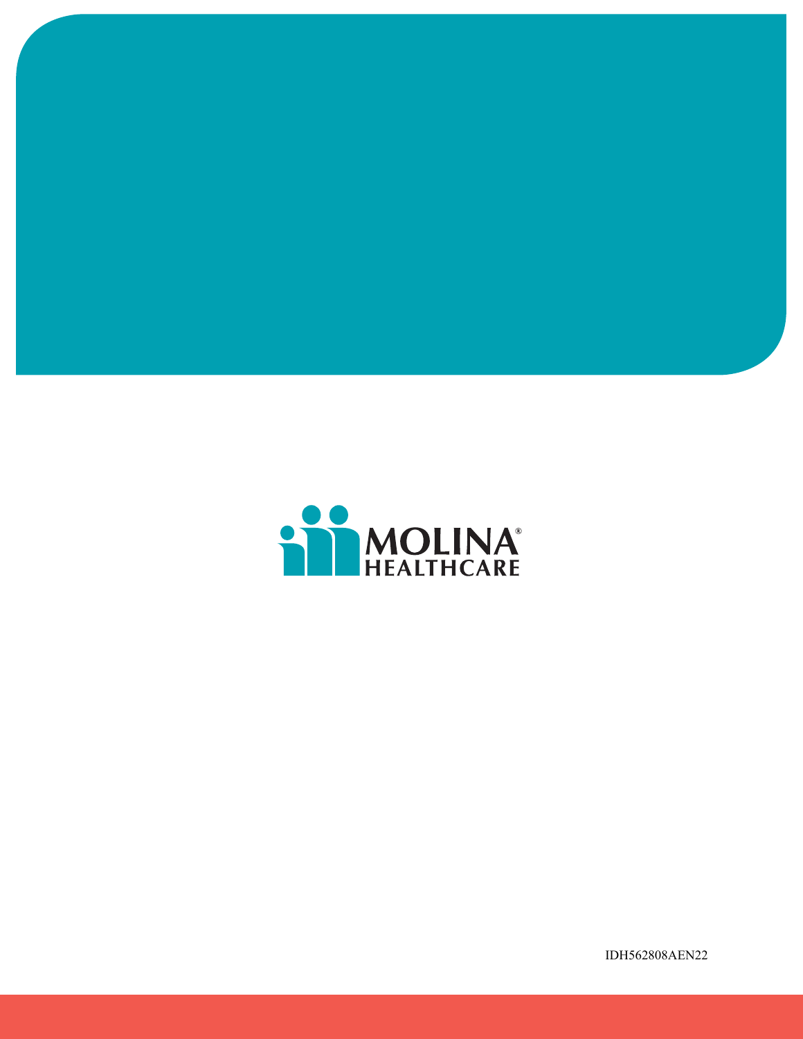MOLINA® HEALTHCARE

IDH562808AEN22